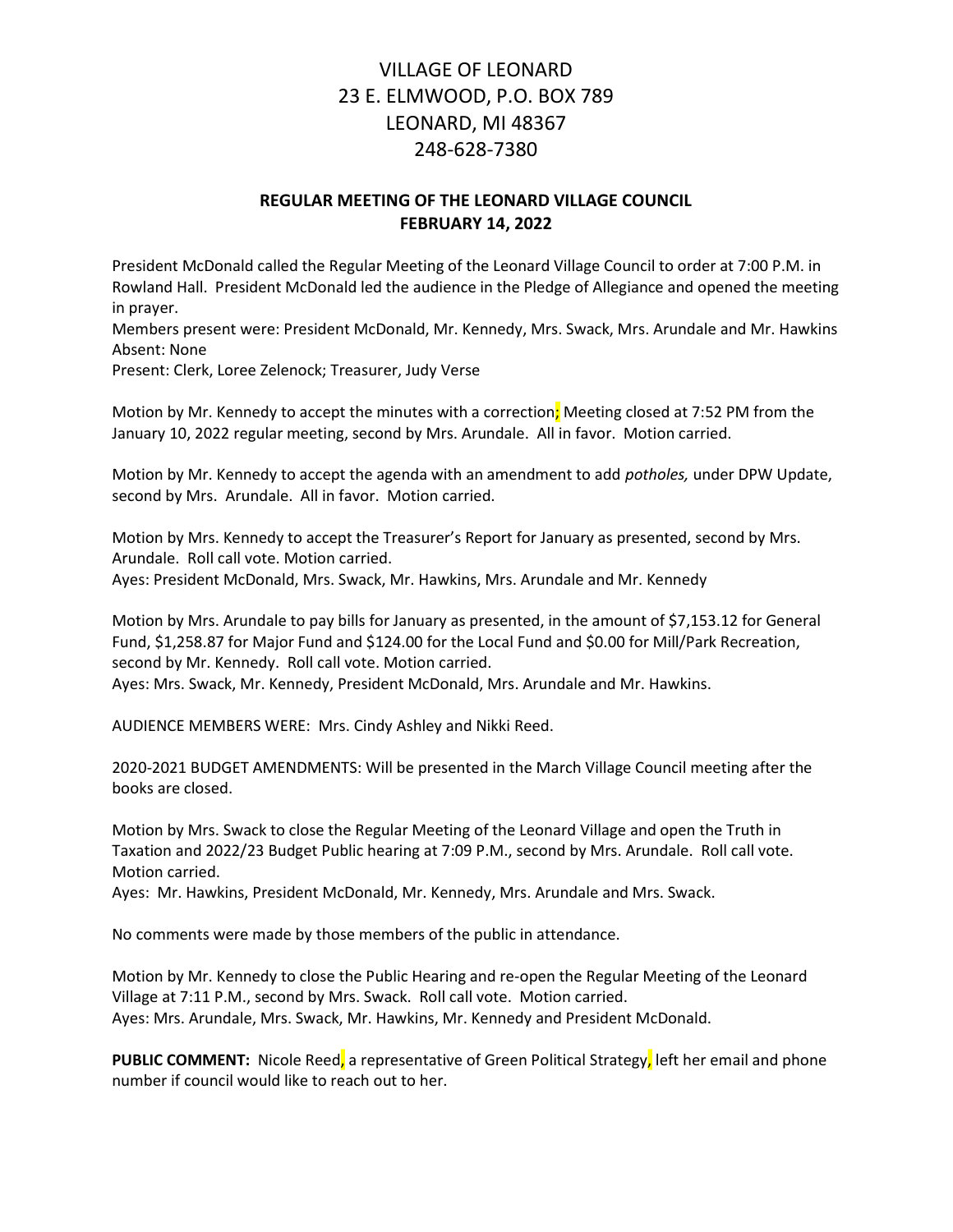# VILLAGE OF LEONARD
# 23 E. ELMWOOD, P.O. BOX 789
# LEONARD, MI 48367
# 248-628-7380

## REGULAR MEETING OF THE LEONARD VILLAGE COUNCIL
## FEBRUARY 14, 2022

President McDonald called the Regular Meeting of the Leonard Village Council to order at 7:00 P.M. in Rowland Hall. President McDonald led the audience in the Pledge of Allegiance and opened the meeting in prayer.
Members present were: President McDonald, Mr. Kennedy, Mrs. Swack, Mrs. Arundale and Mr. Hawkins
Absent: None
Present: Clerk, Loree Zelenock; Treasurer, Judy Verse

Motion by Mr. Kennedy to accept the minutes with a correction; Meeting closed at 7:52 PM from the January 10, 2022 regular meeting, second by Mrs. Arundale. All in favor. Motion carried.

Motion by Mr. Kennedy to accept the agenda with an amendment to add *potholes,* under DPW Update, second by Mrs. Arundale. All in favor. Motion carried.

Motion by Mrs. Kennedy to accept the Treasurer's Report for January as presented, second by Mrs. Arundale. Roll call vote. Motion carried.
Ayes: President McDonald, Mrs. Swack, Mr. Hawkins, Mrs. Arundale and Mr. Kennedy

Motion by Mrs. Arundale to pay bills for January as presented, in the amount of $7,153.12 for General Fund, $1,258.87 for Major Fund and $124.00 for the Local Fund and $0.00 for Mill/Park Recreation, second by Mr. Kennedy. Roll call vote. Motion carried.
Ayes: Mrs. Swack, Mr. Kennedy, President McDonald, Mrs. Arundale and Mr. Hawkins.

AUDIENCE MEMBERS WERE: Mrs. Cindy Ashley and Nikki Reed.

2020-2021 BUDGET AMENDMENTS: Will be presented in the March Village Council meeting after the books are closed.

Motion by Mrs. Swack to close the Regular Meeting of the Leonard Village and open the Truth in Taxation and 2022/23 Budget Public hearing at 7:09 P.M., second by Mrs. Arundale. Roll call vote. Motion carried.
Ayes: Mr. Hawkins, President McDonald, Mr. Kennedy, Mrs. Arundale and Mrs. Swack.

No comments were made by those members of the public in attendance.

Motion by Mr. Kennedy to close the Public Hearing and re-open the Regular Meeting of the Leonard Village at 7:11 P.M., second by Mrs. Swack. Roll call vote. Motion carried.
Ayes: Mrs. Arundale, Mrs. Swack, Mr. Hawkins, Mr. Kennedy and President McDonald.

**PUBLIC COMMENT:** Nicole Reed, a representative of Green Political Strategy, left her email and phone number if council would like to reach out to her.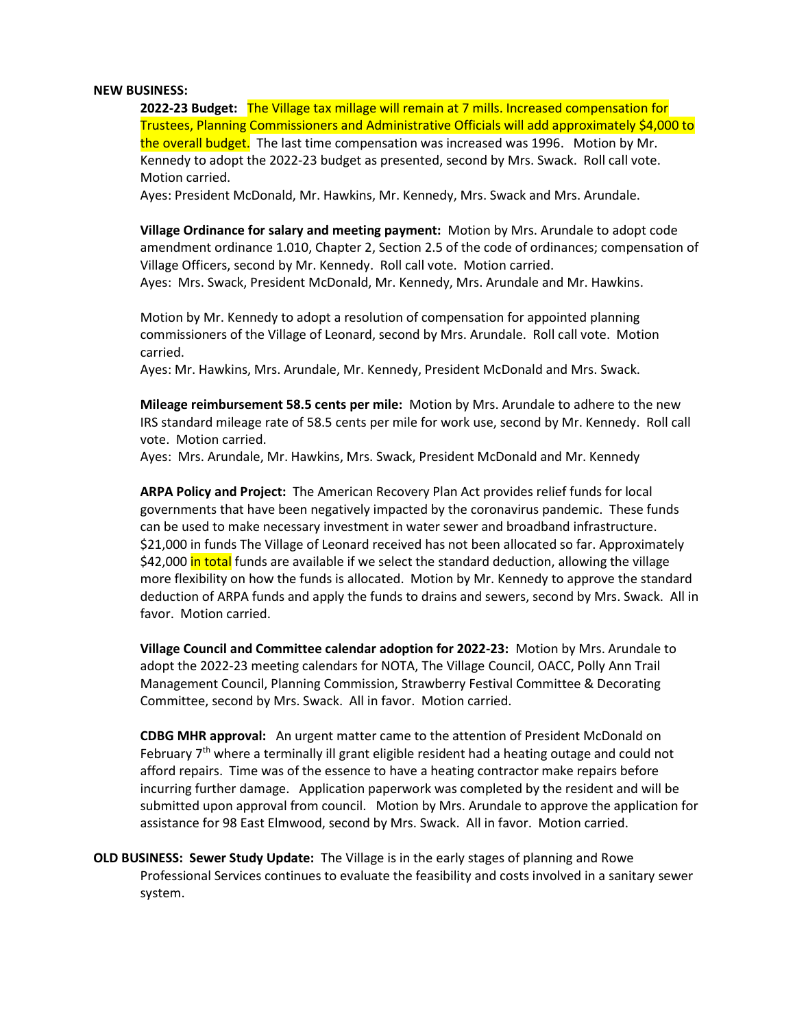**NEW BUSINESS:**

**2022-23 Budget:** The Village tax millage will remain at 7 mills. Increased compensation for Trustees, Planning Commissioners and Administrative Officials will add approximately $4,000 to the overall budget. The last time compensation was increased was 1996. Motion by Mr. Kennedy to adopt the 2022-23 budget as presented, second by Mrs. Swack. Roll call vote. Motion carried.
Ayes: President McDonald, Mr. Hawkins, Mr. Kennedy, Mrs. Swack and Mrs. Arundale.

**Village Ordinance for salary and meeting payment:** Motion by Mrs. Arundale to adopt code amendment ordinance 1.010, Chapter 2, Section 2.5 of the code of ordinances; compensation of Village Officers, second by Mr. Kennedy. Roll call vote. Motion carried.
Ayes: Mrs. Swack, President McDonald, Mr. Kennedy, Mrs. Arundale and Mr. Hawkins.

Motion by Mr. Kennedy to adopt a resolution of compensation for appointed planning commissioners of the Village of Leonard, second by Mrs. Arundale. Roll call vote. Motion carried.
Ayes: Mr. Hawkins, Mrs. Arundale, Mr. Kennedy, President McDonald and Mrs. Swack.

**Mileage reimbursement 58.5 cents per mile:** Motion by Mrs. Arundale to adhere to the new IRS standard mileage rate of 58.5 cents per mile for work use, second by Mr. Kennedy. Roll call vote. Motion carried.
Ayes: Mrs. Arundale, Mr. Hawkins, Mrs. Swack, President McDonald and Mr. Kennedy

**ARPA Policy and Project:** The American Recovery Plan Act provides relief funds for local governments that have been negatively impacted by the coronavirus pandemic. These funds can be used to make necessary investment in water sewer and broadband infrastructure. $21,000 in funds The Village of Leonard received has not been allocated so far. Approximately $42,000 in total funds are available if we select the standard deduction, allowing the village more flexibility on how the funds is allocated. Motion by Mr. Kennedy to approve the standard deduction of ARPA funds and apply the funds to drains and sewers, second by Mrs. Swack. All in favor. Motion carried.

**Village Council and Committee calendar adoption for 2022-23:** Motion by Mrs. Arundale to adopt the 2022-23 meeting calendars for NOTA, The Village Council, OACC, Polly Ann Trail Management Council, Planning Commission, Strawberry Festival Committee & Decorating Committee, second by Mrs. Swack. All in favor. Motion carried.

**CDBG MHR approval:** An urgent matter came to the attention of President McDonald on February 7th where a terminally ill grant eligible resident had a heating outage and could not afford repairs. Time was of the essence to have a heating contractor make repairs before incurring further damage. Application paperwork was completed by the resident and will be submitted upon approval from council. Motion by Mrs. Arundale to approve the application for assistance for 98 East Elmwood, second by Mrs. Swack. All in favor. Motion carried.

**OLD BUSINESS: Sewer Study Update:** The Village is in the early stages of planning and Rowe Professional Services continues to evaluate the feasibility and costs involved in a sanitary sewer system.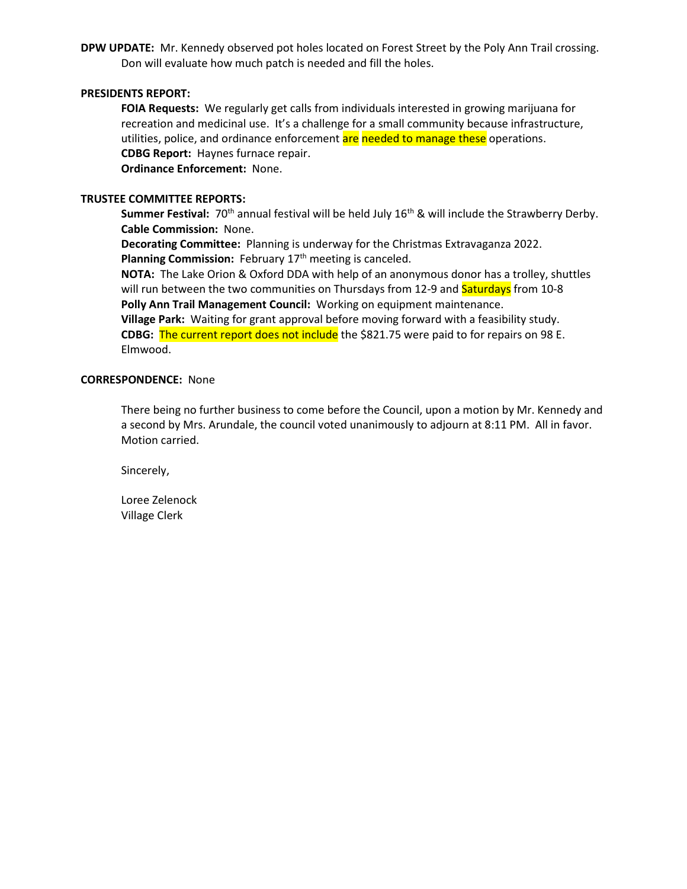**DPW UPDATE:** Mr. Kennedy observed pot holes located on Forest Street by the Poly Ann Trail crossing. Don will evaluate how much patch is needed and fill the holes.

**PRESIDENTS REPORT:**

**FOIA Requests:** We regularly get calls from individuals interested in growing marijuana for recreation and medicinal use. It's a challenge for a small community because infrastructure, utilities, police, and ordinance enforcement are needed to manage these operations.
**CDBG Report:** Haynes furnace repair.
**Ordinance Enforcement:** None.

**TRUSTEE COMMITTEE REPORTS:**

**Summer Festival:** 70th annual festival will be held July 16th & will include the Strawberry Derby.
**Cable Commission:** None.
**Decorating Committee:** Planning is underway for the Christmas Extravaganza 2022.
**Planning Commission:** February 17th meeting is canceled.
**NOTA:** The Lake Orion & Oxford DDA with help of an anonymous donor has a trolley, shuttles will run between the two communities on Thursdays from 12-9 and Saturdays from 10-8
**Polly Ann Trail Management Council:** Working on equipment maintenance.
**Village Park:** Waiting for grant approval before moving forward with a feasibility study.
**CDBG:** The current report does not include the $821.75 were paid to for repairs on 98 E. Elmwood.

**CORRESPONDENCE:** None

There being no further business to come before the Council, upon a motion by Mr. Kennedy and a second by Mrs. Arundale, the council voted unanimously to adjourn at 8:11 PM. All in favor. Motion carried.

Sincerely,

Loree Zelenock
Village Clerk